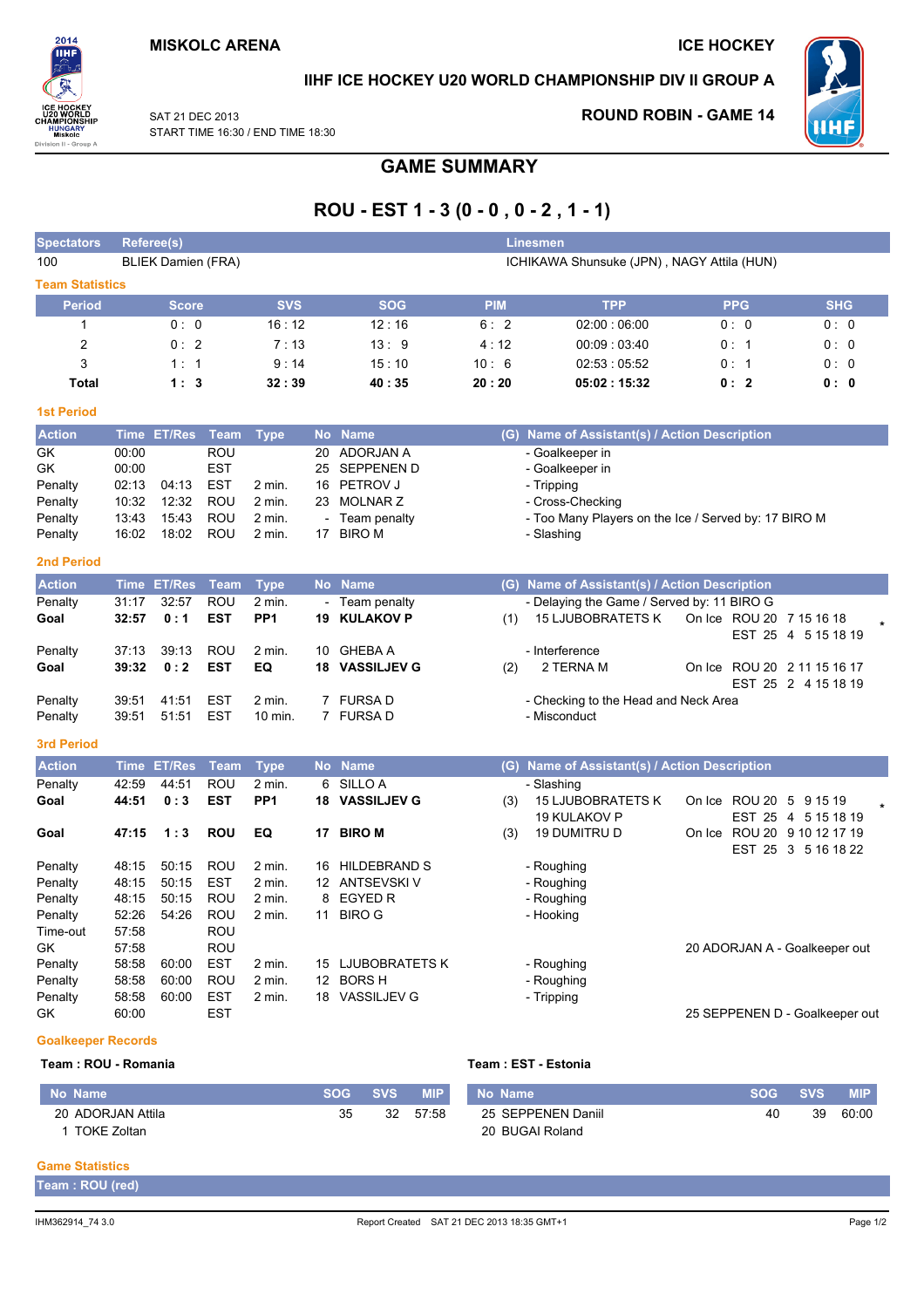MISKOLC ARENA

ICE HOCKEY

IIHF ICE HOCKEY U20 WORLD CHAMPIONSHIP DIV II GROUP A

SAT 21 DEC 2013
START TIME 16:30 / END TIME 18:30

ROUND ROBIN - GAME 14

# GAME SUMMARY

## ROU - EST 1 - 3 (0 - 0 , 0 - 2 , 1 - 1)

| Spectators | Referee(s) | Linesmen |
|---|---|---|
| 100 | BLIEK Damien (FRA) | ICHIKAWA Shunsuke (JPN) , NAGY Attila (HUN) |

### Team Statistics

| Period | Score | SVS | SOG | PIM | TPP | PPG | SHG |
|---|---|---|---|---|---|---|---|
| 1 | 0 : 0 | 16 : 12 | 12 : 16 | 6 : 2 | 02:00 : 06:00 | 0 : 0 | 0 : 0 |
| 2 | 0 : 2 | 7 : 13 | 13 : 9 | 4 : 12 | 00:09 : 03:40 | 0 : 1 | 0 : 0 |
| 3 | 1 : 1 | 9 : 14 | 15 : 10 | 10 : 6 | 02:53 : 05:52 | 0 : 1 | 0 : 0 |
| **Total** | **1 : 3** | **32 : 39** | **40 : 35** | **20 : 20** | **05:02 : 15:32** | **0 : 2** | **0 : 0** |

### 1st Period

| Action | Time | ET/Res | Team | Type | No | Name | (G) | Name of Assistant(s) / Action Description |
|---|---|---|---|---|---|---|---|---|
| GK | 00:00 | | ROU | | 20 | ADORJAN A | | - Goalkeeper in |
| GK | 00:00 | | EST | | 25 | SEPPENEN D | | - Goalkeeper in |
| Penalty | 02:13 | 04:13 | EST | 2 min. | 16 | PETROV J | | - Tripping |
| Penalty | 10:32 | 12:32 | ROU | 2 min. | 23 | MOLNAR Z | | - Cross-Checking |
| Penalty | 13:43 | 15:43 | ROU | 2 min. | - | Team penalty | | - Too Many Players on the Ice / Served by: 17 BIRO M |
| Penalty | 16:02 | 18:02 | ROU | 2 min. | 17 | BIRO M | | - Slashing |

### 2nd Period

| Action | Time | ET/Res | Team | Type | No | Name | (G) | Name of Assistant(s) / Action Description |
|---|---|---|---|---|---|---|---|---|
| Penalty | 31:17 | 32:57 | ROU | 2 min. | - | Team penalty | | - Delaying the Game / Served by: 11 BIRO G |
| **Goal** | **32:57** | **0 : 1** | **EST** | **PP1** | **19** | **KULAKOV P** | (1) | 15 LJUBOBRATETS K — On Ice ROU 20 7 15 16 18; EST 25 4 5 15 18 19 * |
| Penalty | 37:13 | 39:13 | ROU | 2 min. | 10 | GHEBA A | | - Interference |
| **Goal** | **39:32** | **0 : 2** | **EST** | **EQ** | **18** | **VASSILJEV G** | (2) | 2 TERNA M — On Ice ROU 20 2 11 15 16 17; EST 25 2 4 15 18 19 |
| Penalty | 39:51 | 41:51 | EST | 2 min. | 7 | FURSA D | | - Checking to the Head and Neck Area |
| Penalty | 39:51 | 51:51 | EST | 10 min. | 7 | FURSA D | | - Misconduct |

### 3rd Period

| Action | Time | ET/Res | Team | Type | No | Name | (G) | Name of Assistant(s) / Action Description |
|---|---|---|---|---|---|---|---|---|
| Penalty | 42:59 | 44:51 | ROU | 2 min. | 6 | SILLO A | | - Slashing |
| **Goal** | **44:51** | **0 : 3** | **EST** | **PP1** | **18** | **VASSILJEV G** | (3) | 15 LJUBOBRATETS K, 19 KULAKOV P — On Ice ROU 20 5 9 15 19; EST 25 4 5 15 18 19 * |
| **Goal** | **47:15** | **1 : 3** | **ROU** | **EQ** | **17** | **BIRO M** | (3) | 19 DUMITRU D — On Ice ROU 20 9 10 12 17 19; EST 25 3 5 16 18 22 |
| Penalty | 48:15 | 50:15 | ROU | 2 min. | 16 | HILDEBRAND S | | - Roughing |
| Penalty | 48:15 | 50:15 | EST | 2 min. | 12 | ANTSEVSKI V | | - Roughing |
| Penalty | 48:15 | 50:15 | ROU | 2 min. | 8 | EGYED R | | - Roughing |
| Penalty | 52:26 | 54:26 | ROU | 2 min. | 11 | BIRO G | | - Hooking |
| Time-out | 57:58 | | ROU | | | | | |
| GK | 57:58 | | ROU | | | | | 20 ADORJAN A - Goalkeeper out |
| Penalty | 58:58 | 60:00 | EST | 2 min. | 15 | LJUBOBRATETS K | | - Roughing |
| Penalty | 58:58 | 60:00 | ROU | 2 min. | 12 | BORS H | | - Roughing |
| Penalty | 58:58 | 60:00 | EST | 2 min. | 18 | VASSILJEV G | | - Tripping |
| GK | 60:00 | | EST | | | | | 25 SEPPENEN D - Goalkeeper out |

### Goalkeeper Records

**Team : ROU - Romania**

| No | Name | SOG | SVS | MIP |
|---|---|---|---|---|
| 20 | ADORJAN Attila | 35 | 32 | 57:58 |
| 1 | TOKE Zoltan | | | |

**Team : EST - Estonia**

| No | Name | SOG | SVS | MIP |
|---|---|---|---|---|
| 25 | SEPPENEN Daniil | 40 | 39 | 60:00 |
| 20 | BUGAI Roland | | | |

### Game Statistics

**Team : ROU (red)**

IHM362914_74 3.0 — Report Created SAT 21 DEC 2013 18:35 GMT+1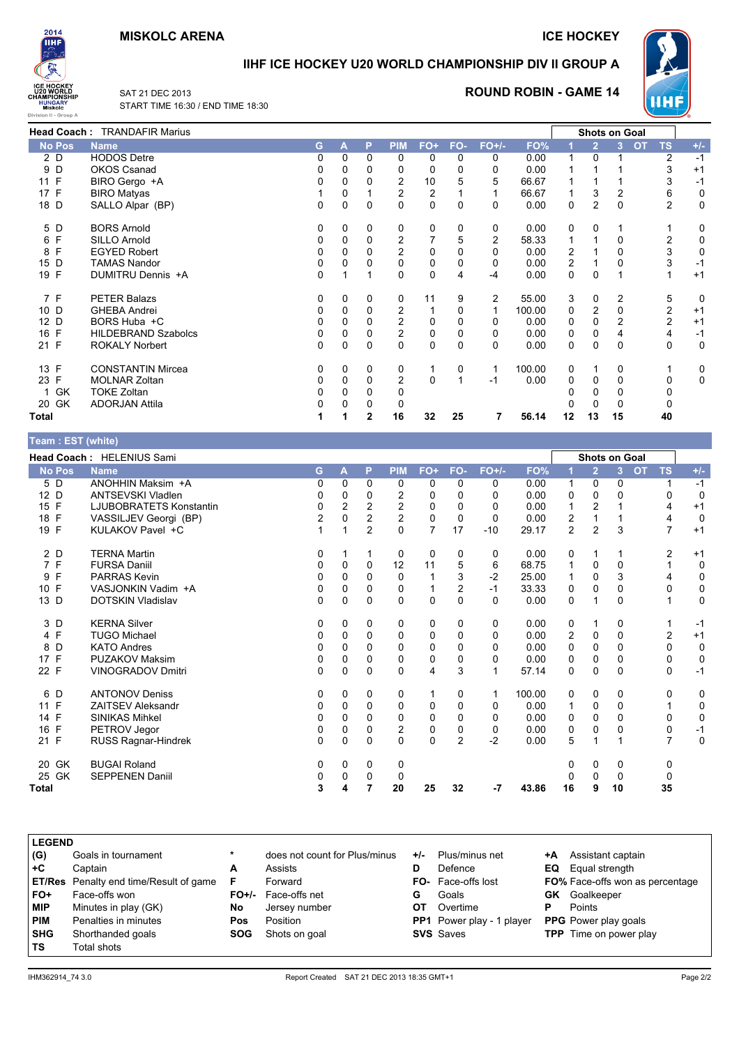MISKOLC ARENA

ICE HOCKEY

# IIHF ICE HOCKEY U20 WORLD CHAMPIONSHIP DIV II GROUP A

SAT 21 DEC 2013
START TIME 16:30 / END TIME 18:30

ROUND ROBIN - GAME 14

Head Coach : TRANDAFIR Marius

| No | Pos | Name | G | A | P | PIM | FO+ | FO- | FO+/- | FO% | SOG 1 | SOG 2 | SOG 3 | SOG OT | TS | +/- |
|---|---|---|---|---|---|---|---|---|---|---|---|---|---|---|---|---|
| 2 | D | HODOS Detre | 0 | 0 | 0 | 0 | 0 | 0 | 0 | 0.00 | 1 | 0 | 1 | | 2 | -1 |
| 9 | D | OKOS Csanad | 0 | 0 | 0 | 0 | 0 | 0 | 0 | 0.00 | 1 | 1 | 1 | | 3 | +1 |
| 11 | F | BIRO Gergo +A | 0 | 0 | 0 | 2 | 10 | 5 | 5 | 66.67 | 1 | 1 | 1 | | 3 | -1 |
| 17 | F | BIRO Matyas | 1 | 0 | 1 | 2 | 2 | 1 | 1 | 66.67 | 1 | 3 | 2 | | 6 | 0 |
| 18 | D | SALLO Alpar (BP) | 0 | 0 | 0 | 0 | 0 | 0 | 0 | 0.00 | 0 | 2 | 0 | | 2 | 0 |
| 5 | D | BORS Arnold | 0 | 0 | 0 | 0 | 0 | 0 | 0 | 0.00 | 0 | 0 | 1 | | 1 | 0 |
| 6 | F | SILLO Arnold | 0 | 0 | 0 | 2 | 7 | 5 | 2 | 58.33 | 1 | 1 | 0 | | 2 | 0 |
| 8 | F | EGYED Robert | 0 | 0 | 0 | 2 | 0 | 0 | 0 | 0.00 | 2 | 1 | 0 | | 3 | 0 |
| 15 | D | TAMAS Nandor | 0 | 0 | 0 | 0 | 0 | 0 | 0 | 0.00 | 2 | 1 | 0 | | 3 | -1 |
| 19 | F | DUMITRU Dennis +A | 0 | 1 | 1 | 0 | 0 | 4 | -4 | 0.00 | 0 | 0 | 1 | | 1 | +1 |
| 7 | F | PETER Balazs | 0 | 0 | 0 | 0 | 11 | 9 | 2 | 55.00 | 3 | 0 | 2 | | 5 | 0 |
| 10 | D | GHEBA Andrei | 0 | 0 | 0 | 2 | 1 | 0 | 1 | 100.00 | 0 | 2 | 0 | | 2 | +1 |
| 12 | D | BORS Huba +C | 0 | 0 | 0 | 2 | 0 | 0 | 0 | 0.00 | 0 | 0 | 2 | | 2 | +1 |
| 16 | F | HILDEBRAND Szabolcs | 0 | 0 | 0 | 2 | 0 | 0 | 0 | 0.00 | 0 | 0 | 4 | | 4 | -1 |
| 21 | F | ROKALY Norbert | 0 | 0 | 0 | 0 | 0 | 0 | 0 | 0.00 | 0 | 0 | 0 | | 0 | 0 |
| 13 | F | CONSTANTIN Mircea | 0 | 0 | 0 | 0 | 1 | 0 | 1 | 100.00 | 0 | 1 | 0 | | 1 | 0 |
| 23 | F | MOLNAR Zoltan | 0 | 0 | 0 | 2 | 0 | 1 | -1 | 0.00 | 0 | 0 | 0 | | 0 | 0 |
| 1 | GK | TOKE Zoltan | 0 | 0 | 0 | 0 | | | | | 0 | 0 | 0 | | 0 | |
| 20 | GK | ADORJAN Attila | 0 | 0 | 0 | 0 | | | | | 0 | 0 | 0 | | 0 | |
| Total | | | 1 | 1 | 2 | 16 | 32 | 25 | 7 | 56.14 | 12 | 13 | 15 | | 40 | |

## Team : EST (white)

Head Coach : HELENIUS Sami

| No | Pos | Name | G | A | P | PIM | FO+ | FO- | FO+/- | FO% | SOG 1 | SOG 2 | SOG 3 | SOG OT | TS | +/- |
|---|---|---|---|---|---|---|---|---|---|---|---|---|---|---|---|---|
| 5 | D | ANOHHIN Maksim +A | 0 | 0 | 0 | 0 | 0 | 0 | 0 | 0.00 | 1 | 0 | 0 | | 1 | -1 |
| 12 | D | ANTSEVSKI Vladlen | 0 | 0 | 0 | 2 | 0 | 0 | 0 | 0.00 | 0 | 0 | 0 | | 0 | 0 |
| 15 | F | LJUBOBRATETS Konstantin | 0 | 2 | 2 | 2 | 0 | 0 | 0 | 0.00 | 1 | 2 | 1 | | 4 | +1 |
| 18 | F | VASSILJEV Georgi (BP) | 2 | 0 | 2 | 2 | 0 | 0 | 0 | 0.00 | 2 | 1 | 1 | | 4 | 0 |
| 19 | F | KULAKOV Pavel +C | 1 | 1 | 2 | 0 | 7 | 17 | -10 | 29.17 | 2 | 2 | 3 | | 7 | +1 |
| 2 | D | TERNA Martin | 0 | 1 | 1 | 0 | 0 | 0 | 0 | 0.00 | 0 | 1 | 1 | | 2 | +1 |
| 7 | F | FURSA Daniil | 0 | 0 | 0 | 12 | 11 | 5 | 6 | 68.75 | 1 | 0 | 0 | | 1 | 0 |
| 9 | F | PARRAS Kevin | 0 | 0 | 0 | 0 | 1 | 3 | -2 | 25.00 | 1 | 0 | 3 | | 4 | 0 |
| 10 | F | VASJONKIN Vadim +A | 0 | 0 | 0 | 0 | 1 | 2 | -1 | 33.33 | 0 | 0 | 0 | | 0 | 0 |
| 13 | D | DOTSKIN Vladislav | 0 | 0 | 0 | 0 | 0 | 0 | 0 | 0.00 | 0 | 1 | 0 | | 1 | 0 |
| 3 | D | KERNA Silver | 0 | 0 | 0 | 0 | 0 | 0 | 0 | 0.00 | 0 | 1 | 0 | | 1 | -1 |
| 4 | F | TUGO Michael | 0 | 0 | 0 | 0 | 0 | 0 | 0 | 0.00 | 2 | 0 | 0 | | 2 | +1 |
| 8 | D | KATO Andres | 0 | 0 | 0 | 0 | 0 | 0 | 0 | 0.00 | 0 | 0 | 0 | | 0 | 0 |
| 17 | F | PUZAKOV Maksim | 0 | 0 | 0 | 0 | 0 | 0 | 0 | 0.00 | 0 | 0 | 0 | | 0 | 0 |
| 22 | F | VINOGRADOV Dmitri | 0 | 0 | 0 | 0 | 4 | 3 | 1 | 57.14 | 0 | 0 | 0 | | 0 | -1 |
| 6 | D | ANTONOV Deniss | 0 | 0 | 0 | 0 | 1 | 0 | 1 | 100.00 | 0 | 0 | 0 | | 0 | 0 |
| 11 | F | ZAITSEV Aleksandr | 0 | 0 | 0 | 0 | 0 | 0 | 0 | 0.00 | 1 | 0 | 0 | | 1 | 0 |
| 14 | F | SINIKAS Mihkel | 0 | 0 | 0 | 0 | 0 | 0 | 0 | 0.00 | 0 | 0 | 0 | | 0 | 0 |
| 16 | F | PETROV Jegor | 0 | 0 | 0 | 2 | 0 | 0 | 0 | 0.00 | 0 | 0 | 0 | | 0 | -1 |
| 21 | F | RUSS Ragnar-Hindrek | 0 | 0 | 0 | 0 | 0 | 2 | -2 | 0.00 | 5 | 1 | 1 | | 7 | 0 |
| 20 | GK | BUGAI Roland | 0 | 0 | 0 | 0 | | | | | 0 | 0 | 0 | | 0 | |
| 25 | GK | SEPPENEN Daniil | 0 | 0 | 0 | 0 | | | | | 0 | 0 | 0 | | 0 | |
| Total | | | 3 | 4 | 7 | 20 | 25 | 32 | -7 | 43.86 | 16 | 9 | 10 | | 35 | |

## LEGEND

| | | | | | | | |
|---|---|---|---|---|---|---|---|
| (G) | Goals in tournament | * | does not count for Plus/minus | +/- | Plus/minus net | +A | Assistant captain |
| +C | Captain | A | Assists | D | Defence | EQ | Equal strength |
| ET/Res | Penalty end time/Result of game | F | Forward | FO- | Face-offs lost | FO% | Face-offs won as percentage |
| FO+ | Face-offs won | FO+/- | Face-offs net | G | Goals | GK | Goalkeeper |
| MIP | Minutes in play (GK) | No | Jersey number | OT | Overtime | P | Points |
| PIM | Penalties in minutes | Pos | Position | PP1 | Power play - 1 player | PPG | Power play goals |
| SHG | Shorthanded goals | SOG | Shots on goal | SVS | Saves | TPP | Time on power play |
| TS | Total shots | | | | | | |

IHM362914_74 3.0 Report Created SAT 21 DEC 2013 18:35 GMT+1